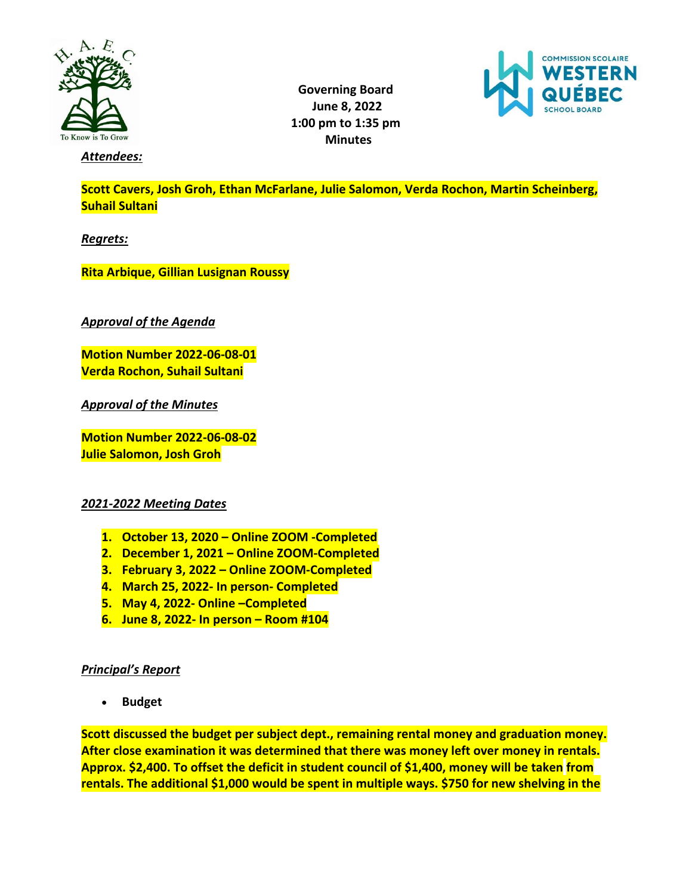**Governing Board**
**June 8, 2022**
**1:00 pm to 1:35 pm**
**Minutes**

***Attendees:***

**Scott Cavers, Josh Groh, Ethan McFarlane, Julie Salomon, Verda Rochon, Martin Scheinberg, Suhail Sultani**

***Regrets:***

**Rita Arbique, Gillian Lusignan Roussy**

***Approval of the Agenda***

**Motion Number 2022-06-08-01**
**Verda Rochon, Suhail Sultani**

***Approval of the Minutes***

**Motion Number 2022-06-08-02**
**Julie Salomon, Josh Groh**

***2021-2022 Meeting Dates***

1. **October 13, 2020 – Online ZOOM -Completed**
2. **December 1, 2021 – Online ZOOM-Completed**
3. **February 3, 2022 – Online ZOOM-Completed**
4. **March 25, 2022- In person- Completed**
5. **May 4, 2022- Online –Completed**
6. **June 8, 2022- In person – Room #104**

***Principal's Report***

- **Budget**

**Scott discussed the budget per subject dept., remaining rental money and graduation money. After close examination it was determined that there was money left over money in rentals. Approx. $2,400. To offset the deficit in student council of $1,400, money will be taken from rentals. The additional $1,000 would be spent in multiple ways. $750 for new shelving in the**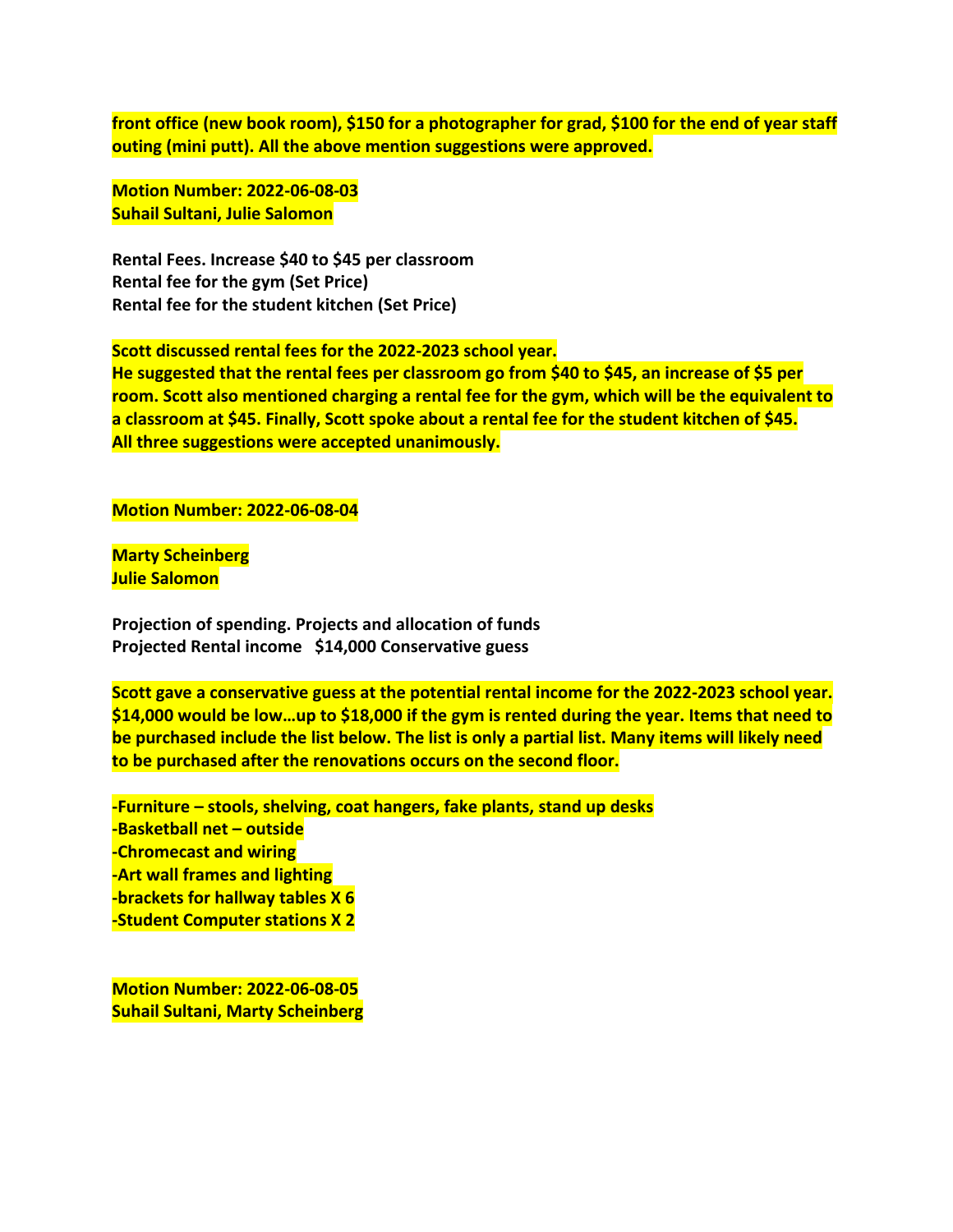**front office (new book room), $150 for a photographer for grad, $100 for the end of year staff outing (mini putt). All the above mention suggestions were approved.**

**Motion Number: 2022-06-08-03**
**Suhail Sultani, Julie Salomon**

**Rental Fees. Increase $40 to $45 per classroom**
**Rental fee for the gym (Set Price)**
**Rental fee for the student kitchen (Set Price)**

**Scott discussed rental fees for the 2022-2023 school year.**
**He suggested that the rental fees per classroom go from $40 to $45, an increase of $5 per room. Scott also mentioned charging a rental fee for the gym, which will be the equivalent to a classroom at $45. Finally, Scott spoke about a rental fee for the student kitchen of $45. All three suggestions were accepted unanimously.**

**Motion Number: 2022-06-08-04**

**Marty Scheinberg**
**Julie Salomon**

**Projection of spending. Projects and allocation of funds**
**Projected Rental income   $14,000 Conservative guess**

**Scott gave a conservative guess at the potential rental income for the 2022-2023 school year. $14,000 would be low…up to $18,000 if the gym is rented during the year. Items that need to be purchased include the list below. The list is only a partial list. Many items will likely need to be purchased after the renovations occurs on the second floor.**

**-Furniture – stools, shelving, coat hangers, fake plants, stand up desks**
**-Basketball net – outside**
**-Chromecast and wiring**
**-Art wall frames and lighting**
**-brackets for hallway tables X 6**
**-Student Computer stations X 2**

**Motion Number: 2022-06-08-05**
**Suhail Sultani, Marty Scheinberg**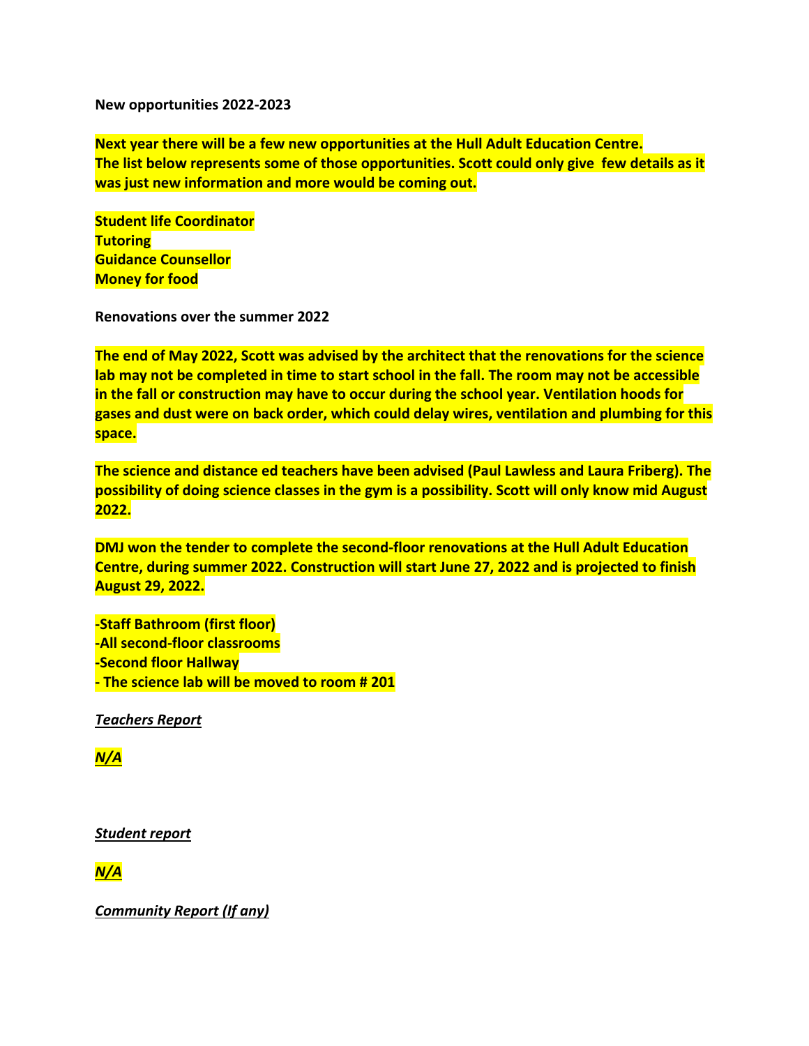**New opportunities 2022-2023**

**Next year there will be a few new opportunities at the Hull Adult Education Centre. The list below represents some of those opportunities. Scott could only give few details as it was just new information and more would be coming out.**

**Student life Coordinator**
**Tutoring**
**Guidance Counsellor**
**Money for food**

**Renovations over the summer 2022**

**The end of May 2022, Scott was advised by the architect that the renovations for the science lab may not be completed in time to start school in the fall. The room may not be accessible in the fall or construction may have to occur during the school year. Ventilation hoods for gases and dust were on back order, which could delay wires, ventilation and plumbing for this space.**

**The science and distance ed teachers have been advised (Paul Lawless and Laura Friberg). The possibility of doing science classes in the gym is a possibility. Scott will only know mid August 2022.**

**DMJ won the tender to complete the second-floor renovations at the Hull Adult Education Centre, during summer 2022. Construction will start June 27, 2022 and is projected to finish August 29, 2022.**

**-Staff Bathroom (first floor)**
**-All second-floor classrooms**
**-Second floor Hallway**
**- The science lab will be moved to room # 201**

***Teachers Report***

***N/A***

***Student report***

***N/A***

***Community Report (If any)***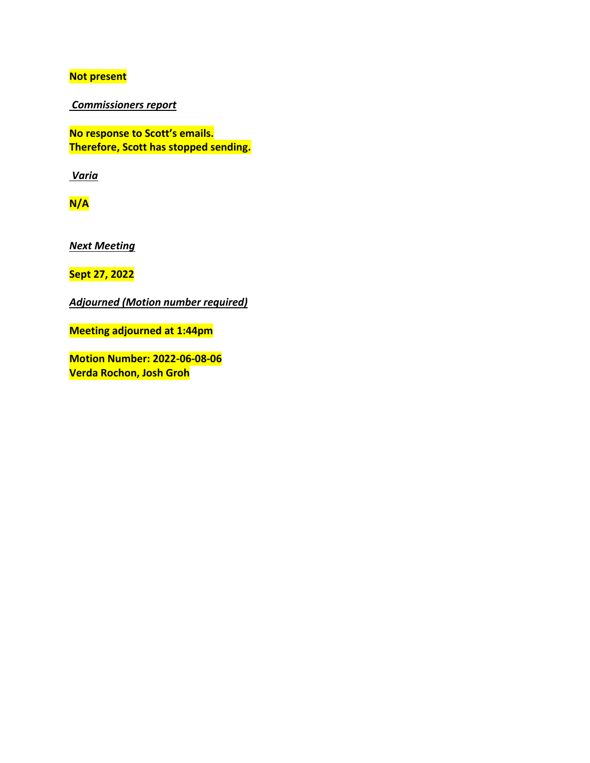**Not present**

***Commissioners report***

**No response to Scott's emails.**
**Therefore, Scott has stopped sending.**

***Varia***

**N/A**

***Next Meeting***

**Sept 27, 2022**

***Adjourned (Motion number required)***

**Meeting adjourned at 1:44pm**

**Motion Number: 2022-06-08-06**
**Verda Rochon, Josh Groh**